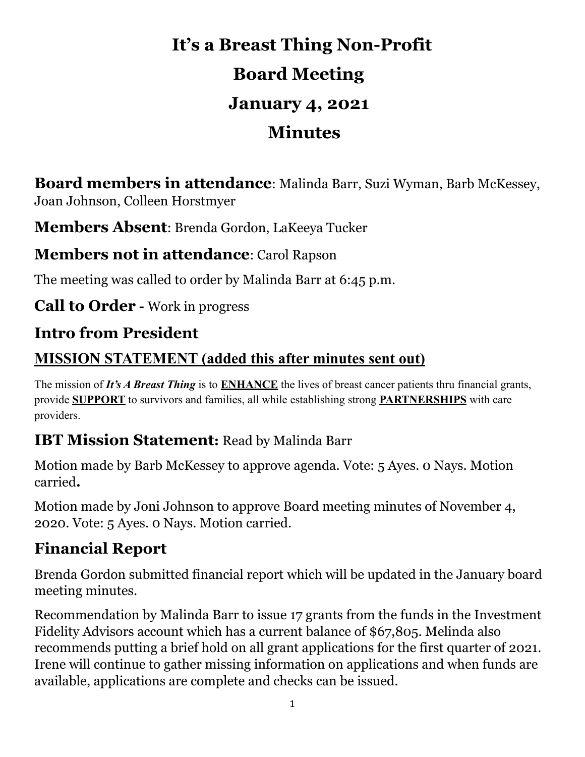# It's a Breast Thing Non-Profit

# Board Meeting

# January 4, 2021

# Minutes

**Board members in attendance**: Malinda Barr, Suzi Wyman, Barb McKessey, Joan Johnson, Colleen Horstmyer

**Members Absent**: Brenda Gordon, LaKeeya Tucker

**Members not in attendance**: Carol Rapson

The meeting was called to order by Malinda Barr at 6:45 p.m.

## Call to Order - Work in progress

## Intro from President

### MISSION STATEMENT (added this after minutes sent out)

The mission of ***It's A Breast Thing*** is to **ENHANCE** the lives of breast cancer patients thru financial grants, provide **SUPPORT** to survivors and families, all while establishing strong **PARTNERSHIPS** with care providers.

## IBT Mission Statement: Read by Malinda Barr

Motion made by Barb McKessey to approve agenda. Vote: 5 Ayes. 0 Nays. Motion carried**.**

Motion made by Joni Johnson to approve Board meeting minutes of November 4, 2020. Vote: 5 Ayes. 0 Nays. Motion carried.

## Financial Report

Brenda Gordon submitted financial report which will be updated in the January board meeting minutes.

Recommendation by Malinda Barr to issue 17 grants from the funds in the Investment Fidelity Advisors account which has a current balance of $67,805. Melinda also recommends putting a brief hold on all grant applications for the first quarter of 2021. Irene will continue to gather missing information on applications and when funds are available, applications are complete and checks can be issued.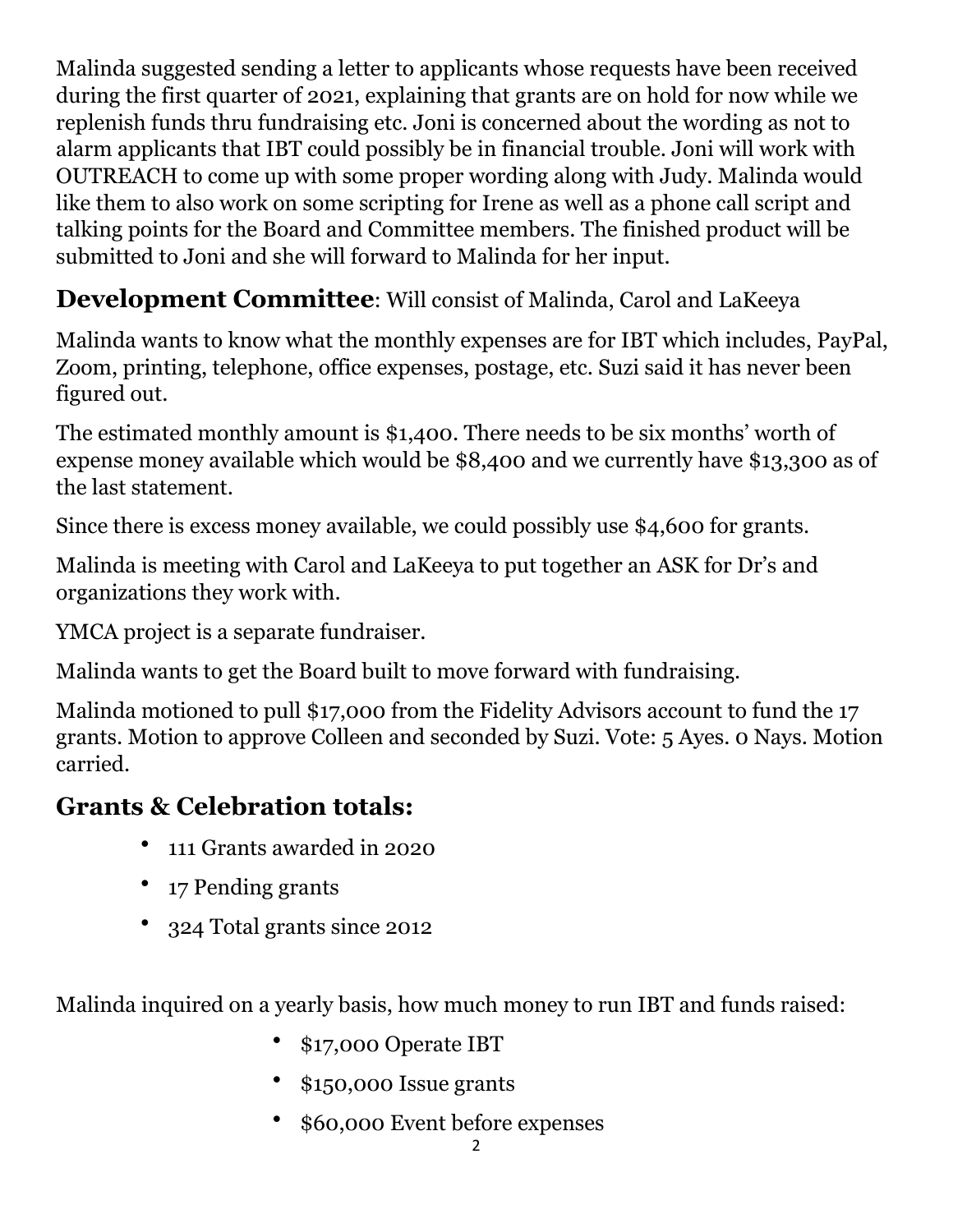Malinda suggested sending a letter to applicants whose requests have been received during the first quarter of 2021, explaining that grants are on hold for now while we replenish funds thru fundraising etc. Joni is concerned about the wording as not to alarm applicants that IBT could possibly be in financial trouble. Joni will work with OUTREACH to come up with some proper wording along with Judy. Malinda would like them to also work on some scripting for Irene as well as a phone call script and talking points for the Board and Committee members. The finished product will be submitted to Joni and she will forward to Malinda for her input.

## **Development Committee**: Will consist of Malinda, Carol and LaKeeya

Malinda wants to know what the monthly expenses are for IBT which includes, PayPal, Zoom, printing, telephone, office expenses, postage, etc. Suzi said it has never been figured out.

The estimated monthly amount is $1,400. There needs to be six months' worth of expense money available which would be $8,400 and we currently have $13,300 as of the last statement.

Since there is excess money available, we could possibly use $4,600 for grants.

Malinda is meeting with Carol and LaKeeya to put together an ASK for Dr's and organizations they work with.

YMCA project is a separate fundraiser.

Malinda wants to get the Board built to move forward with fundraising.

Malinda motioned to pull $17,000 from the Fidelity Advisors account to fund the 17 grants. Motion to approve Colleen and seconded by Suzi. Vote: 5 Ayes. 0 Nays. Motion carried.

## Grants & Celebration totals:

- 111 Grants awarded in 2020
- 17 Pending grants
- 324 Total grants since 2012

Malinda inquired on a yearly basis, how much money to run IBT and funds raised:

- $17,000 Operate IBT
- $150,000 Issue grants
- $60,000 Event before expenses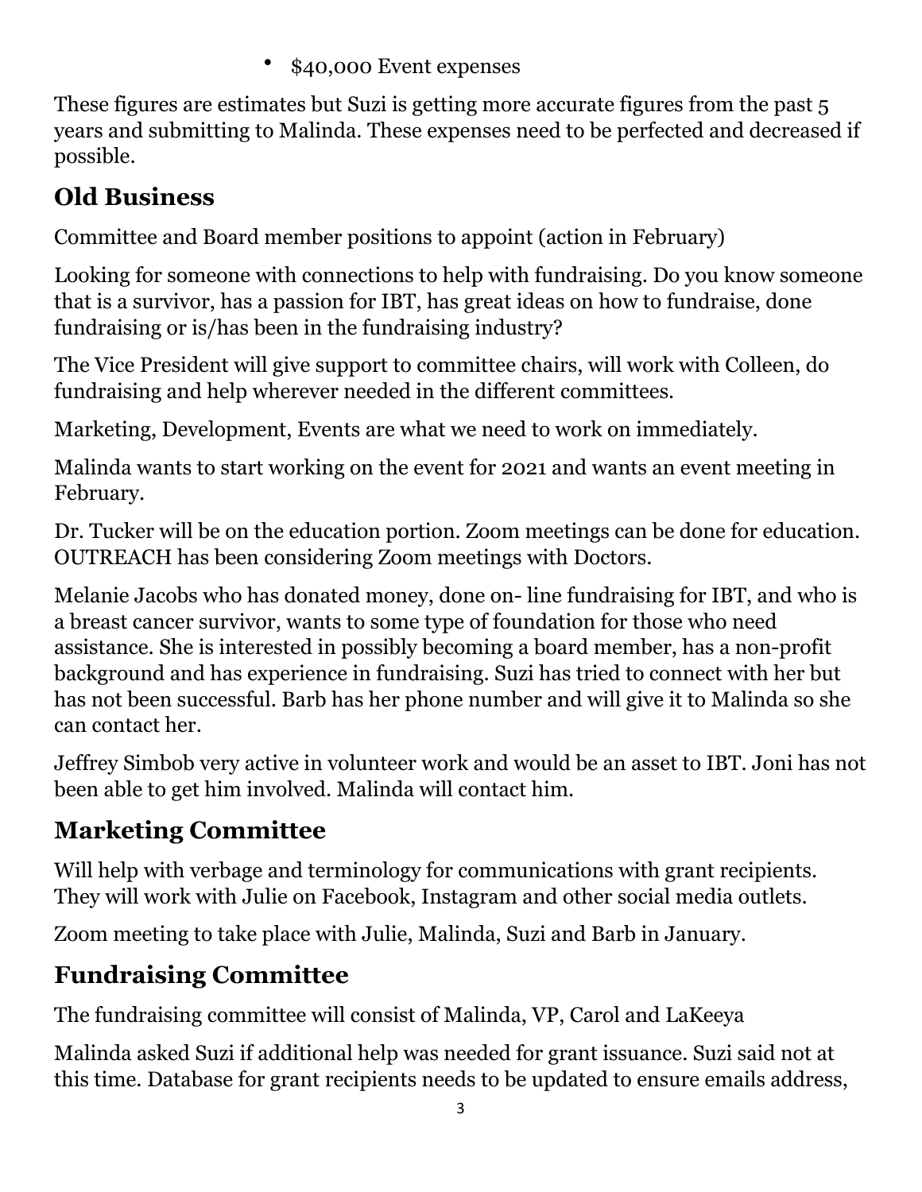- $40,000 Event expenses

These figures are estimates but Suzi is getting more accurate figures from the past 5 years and submitting to Malinda. These expenses need to be perfected and decreased if possible.

## Old Business

Committee and Board member positions to appoint (action in February)

Looking for someone with connections to help with fundraising. Do you know someone that is a survivor, has a passion for IBT, has great ideas on how to fundraise, done fundraising or is/has been in the fundraising industry?

The Vice President will give support to committee chairs, will work with Colleen, do fundraising and help wherever needed in the different committees.

Marketing, Development, Events are what we need to work on immediately.

Malinda wants to start working on the event for 2021 and wants an event meeting in February.

Dr. Tucker will be on the education portion. Zoom meetings can be done for education. OUTREACH has been considering Zoom meetings with Doctors.

Melanie Jacobs who has donated money, done on- line fundraising for IBT, and who is a breast cancer survivor, wants to some type of foundation for those who need assistance. She is interested in possibly becoming a board member, has a non-profit background and has experience in fundraising. Suzi has tried to connect with her but has not been successful. Barb has her phone number and will give it to Malinda so she can contact her.

Jeffrey Simbob very active in volunteer work and would be an asset to IBT. Joni has not been able to get him involved. Malinda will contact him.

## Marketing Committee

Will help with verbage and terminology for communications with grant recipients. They will work with Julie on Facebook, Instagram and other social media outlets.

Zoom meeting to take place with Julie, Malinda, Suzi and Barb in January.

## Fundraising Committee

The fundraising committee will consist of Malinda, VP, Carol and LaKeeya

Malinda asked Suzi if additional help was needed for grant issuance. Suzi said not at this time. Database for grant recipients needs to be updated to ensure emails address,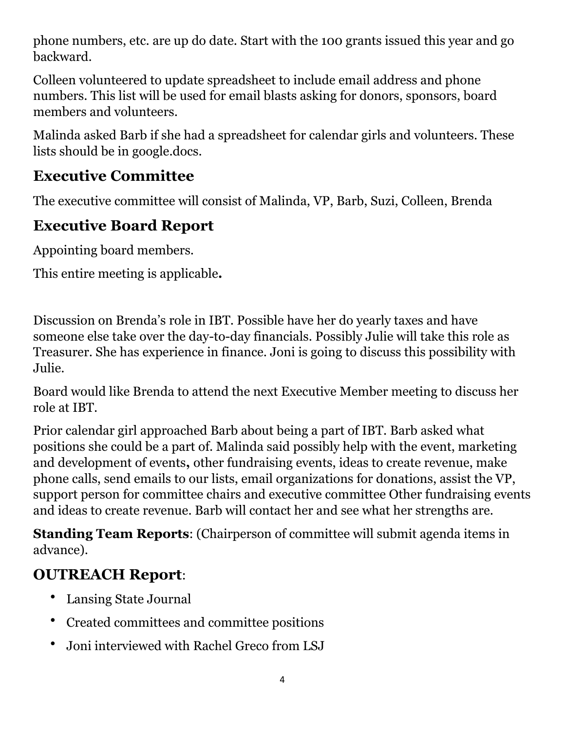phone numbers, etc. are up do date. Start with the 100 grants issued this year and go backward.

Colleen volunteered to update spreadsheet to include email address and phone numbers. This list will be used for email blasts asking for donors, sponsors, board members and volunteers.

Malinda asked Barb if she had a spreadsheet for calendar girls and volunteers. These lists should be in google.docs.

## Executive Committee

The executive committee will consist of Malinda, VP, Barb, Suzi, Colleen, Brenda

## Executive Board Report

Appointing board members.

This entire meeting is applicable**.**

Discussion on Brenda's role in IBT. Possible have her do yearly taxes and have someone else take over the day-to-day financials. Possibly Julie will take this role as Treasurer. She has experience in finance. Joni is going to discuss this possibility with Julie.

Board would like Brenda to attend the next Executive Member meeting to discuss her role at IBT.

Prior calendar girl approached Barb about being a part of IBT. Barb asked what positions she could be a part of. Malinda said possibly help with the event, marketing and development of events**,** other fundraising events, ideas to create revenue, make phone calls, send emails to our lists, email organizations for donations, assist the VP, support person for committee chairs and executive committee Other fundraising events and ideas to create revenue. Barb will contact her and see what her strengths are.

**Standing Team Reports**: (Chairperson of committee will submit agenda items in advance).

## OUTREACH Report:

- Lansing State Journal
- Created committees and committee positions
- Joni interviewed with Rachel Greco from LSJ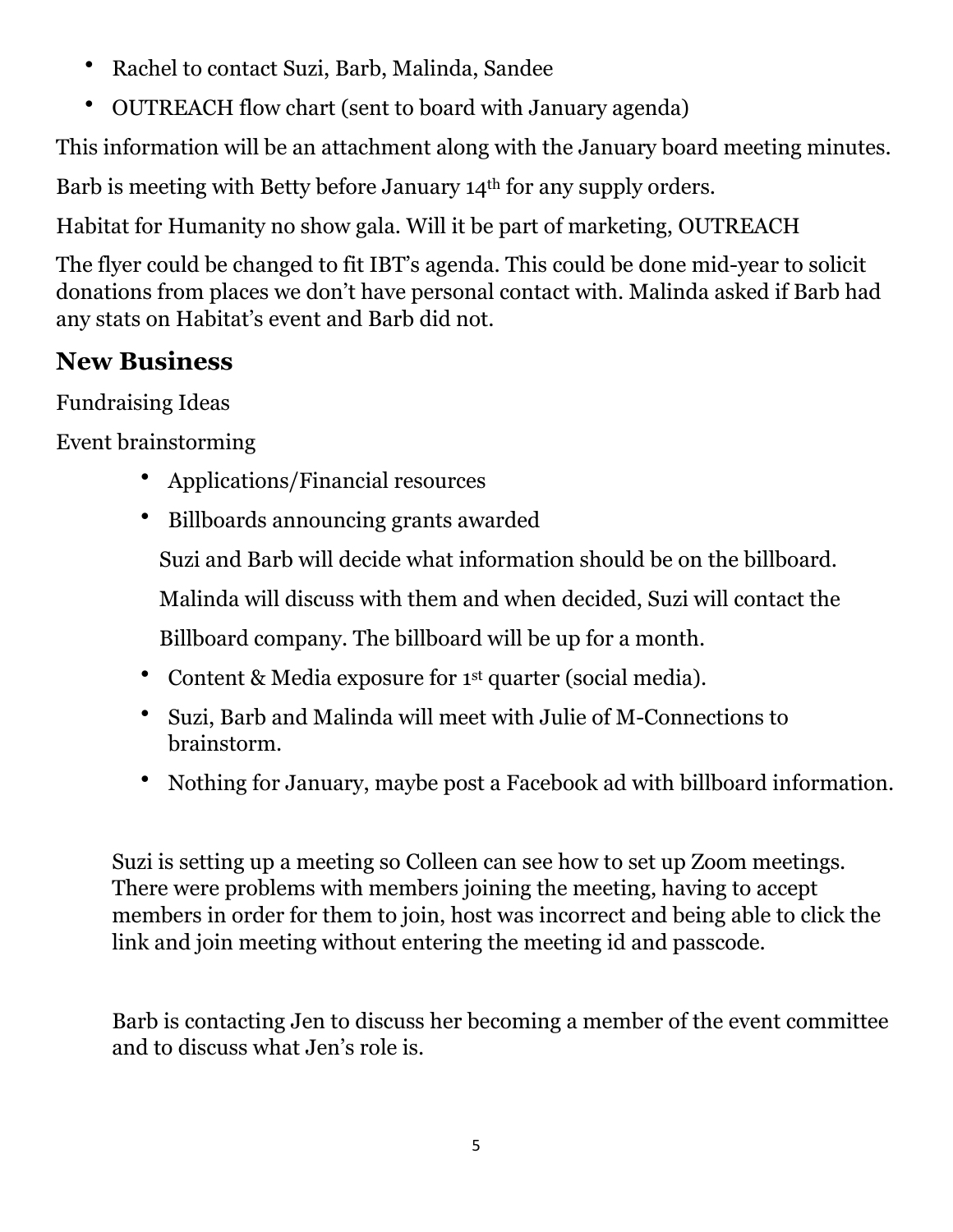- Rachel to contact Suzi, Barb, Malinda, Sandee
- OUTREACH flow chart (sent to board with January agenda)

This information will be an attachment along with the January board meeting minutes.

Barb is meeting with Betty before January 14th for any supply orders.

Habitat for Humanity no show gala. Will it be part of marketing, OUTREACH

The flyer could be changed to fit IBT's agenda. This could be done mid-year to solicit donations from places we don't have personal contact with. Malinda asked if Barb had any stats on Habitat's event and Barb did not.

## New Business

Fundraising Ideas

Event brainstorming

- Applications/Financial resources
- Billboards announcing grants awarded

  Suzi and Barb will decide what information should be on the billboard. Malinda will discuss with them and when decided, Suzi will contact the Billboard company. The billboard will be up for a month.
- Content & Media exposure for 1st quarter (social media).
- Suzi, Barb and Malinda will meet with Julie of M-Connections to brainstorm.
- Nothing for January, maybe post a Facebook ad with billboard information.

Suzi is setting up a meeting so Colleen can see how to set up Zoom meetings. There were problems with members joining the meeting, having to accept members in order for them to join, host was incorrect and being able to click the link and join meeting without entering the meeting id and passcode.

Barb is contacting Jen to discuss her becoming a member of the event committee and to discuss what Jen's role is.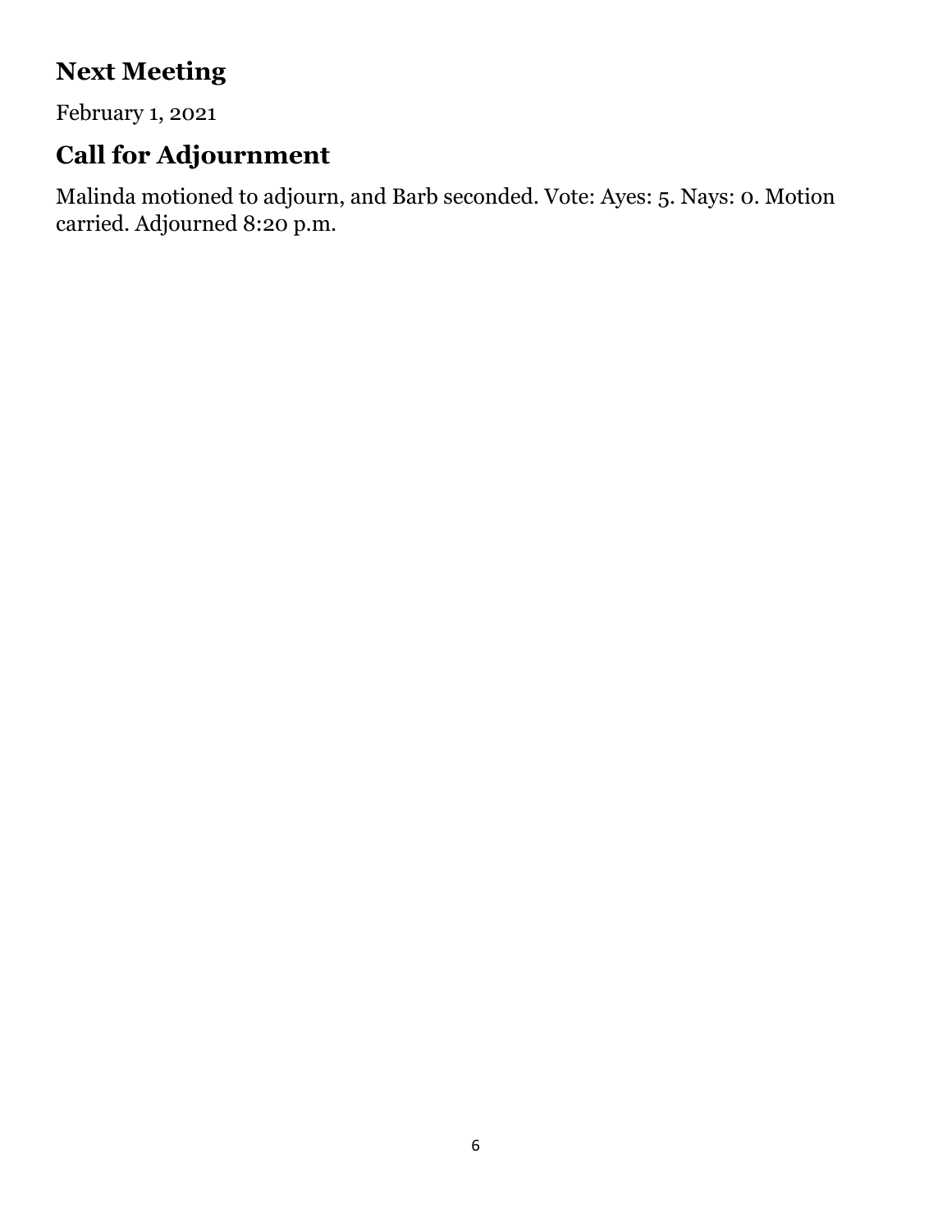## Next Meeting

February 1, 2021

## Call for Adjournment

Malinda motioned to adjourn, and Barb seconded. Vote: Ayes: 5. Nays: 0. Motion carried. Adjourned 8:20 p.m.